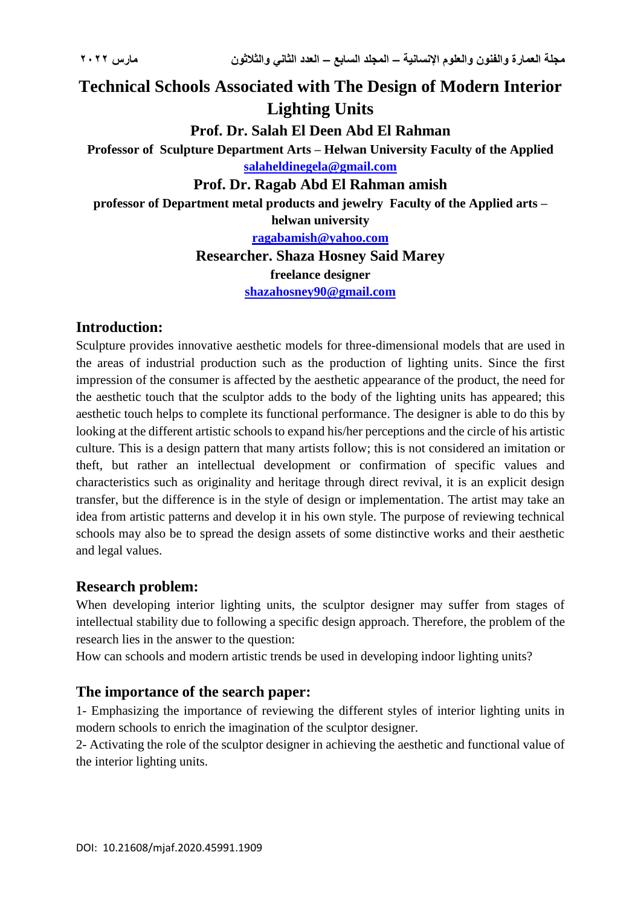# Technical Schools Associated with The Design of Modern Interior Lighting Units

**Prof. Dr. Salah El Deen Abd El Rahman**

**Professor of Sculpture Department Arts – Helwan University Faculty of the Applied**

**salaheldinegela@gmail.com**

**Prof. Dr. Ragab Abd El Rahman amish**

**professor of Department metal products and jewelry Faculty of the Applied arts – helwan university**

**ragabamish@yahoo.com**

**Researcher. Shaza Hosney Said Marey**

**freelance designer**

**shazahosney90@gmail.com**

## Introduction:

Sculpture provides innovative aesthetic models for three-dimensional models that are used in the areas of industrial production such as the production of lighting units. Since the first impression of the consumer is affected by the aesthetic appearance of the product, the need for the aesthetic touch that the sculptor adds to the body of the lighting units has appeared; this aesthetic touch helps to complete its functional performance. The designer is able to do this by looking at the different artistic schools to expand his/her perceptions and the circle of his artistic culture. This is a design pattern that many artists follow; this is not considered an imitation or theft, but rather an intellectual development or confirmation of specific values and characteristics such as originality and heritage through direct revival, it is an explicit design transfer, but the difference is in the style of design or implementation. The artist may take an idea from artistic patterns and develop it in his own style. The purpose of reviewing technical schools may also be to spread the design assets of some distinctive works and their aesthetic and legal values.

## Research problem:

When developing interior lighting units, the sculptor designer may suffer from stages of intellectual stability due to following a specific design approach. Therefore, the problem of the research lies in the answer to the question:

How can schools and modern artistic trends be used in developing indoor lighting units?

## The importance of the search paper:

1- Emphasizing the importance of reviewing the different styles of interior lighting units in modern schools to enrich the imagination of the sculptor designer.

2- Activating the role of the sculptor designer in achieving the aesthetic and functional value of the interior lighting units.

DOI: 10.21608/mjaf.2020.45991.1909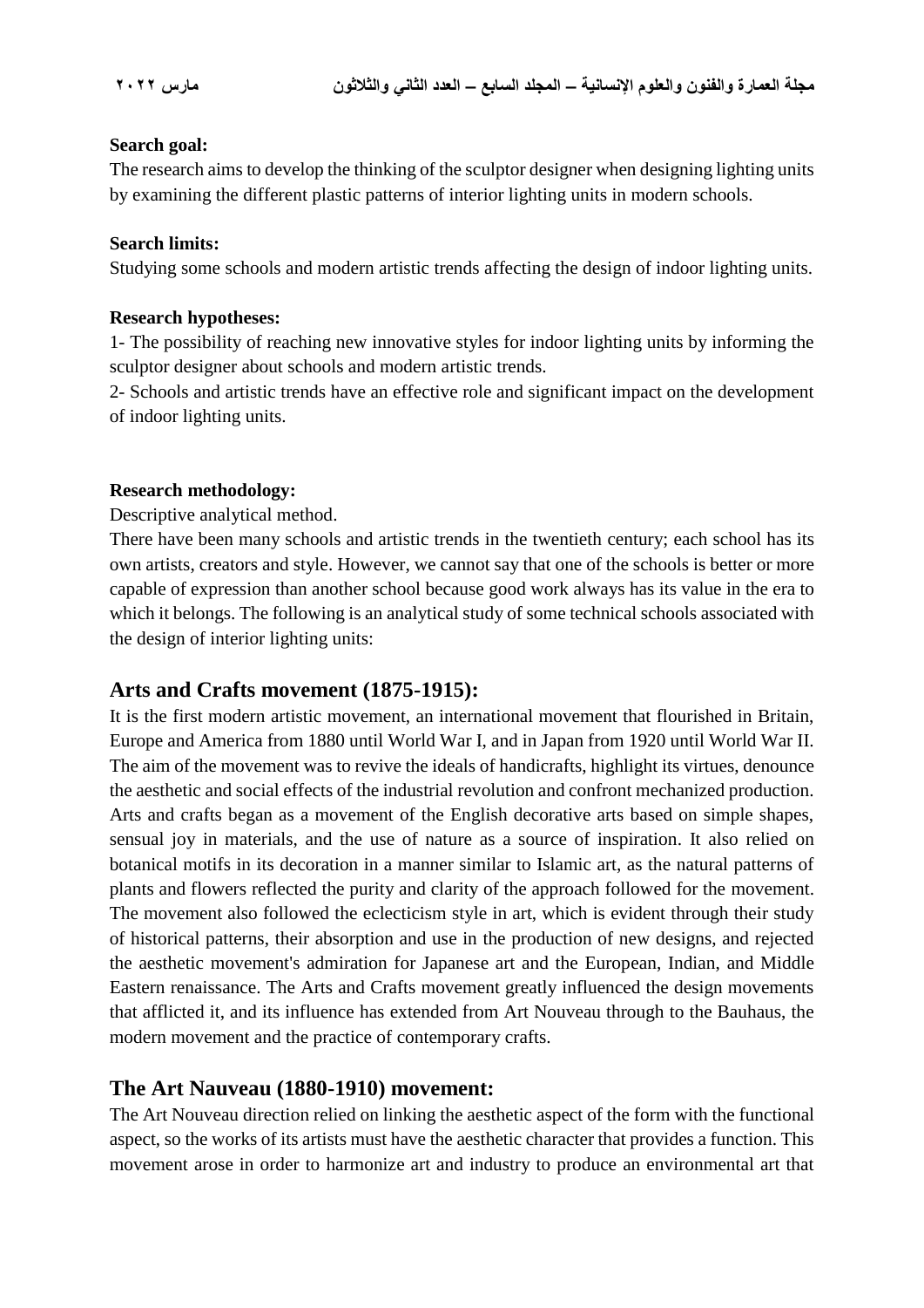**Search goal:**

The research aims to develop the thinking of the sculptor designer when designing lighting units by examining the different plastic patterns of interior lighting units in modern schools.

**Search limits:**

Studying some schools and modern artistic trends affecting the design of indoor lighting units.

**Research hypotheses:**

1- The possibility of reaching new innovative styles for indoor lighting units by informing the sculptor designer about schools and modern artistic trends.

2- Schools and artistic trends have an effective role and significant impact on the development of indoor lighting units.

**Research methodology:**

Descriptive analytical method.

There have been many schools and artistic trends in the twentieth century; each school has its own artists, creators and style. However, we cannot say that one of the schools is better or more capable of expression than another school because good work always has its value in the era to which it belongs. The following is an analytical study of some technical schools associated with the design of interior lighting units:

## Arts and Crafts movement (1875-1915):

It is the first modern artistic movement, an international movement that flourished in Britain, Europe and America from 1880 until World War I, and in Japan from 1920 until World War II. The aim of the movement was to revive the ideals of handicrafts, highlight its virtues, denounce the aesthetic and social effects of the industrial revolution and confront mechanized production. Arts and crafts began as a movement of the English decorative arts based on simple shapes, sensual joy in materials, and the use of nature as a source of inspiration. It also relied on botanical motifs in its decoration in a manner similar to Islamic art, as the natural patterns of plants and flowers reflected the purity and clarity of the approach followed for the movement. The movement also followed the eclecticism style in art, which is evident through their study of historical patterns, their absorption and use in the production of new designs, and rejected the aesthetic movement's admiration for Japanese art and the European, Indian, and Middle Eastern renaissance. The Arts and Crafts movement greatly influenced the design movements that afflicted it, and its influence has extended from Art Nouveau through to the Bauhaus, the modern movement and the practice of contemporary crafts.

## The Art Nauveau (1880-1910) movement:

The Art Nouveau direction relied on linking the aesthetic aspect of the form with the functional aspect, so the works of its artists must have the aesthetic character that provides a function. This movement arose in order to harmonize art and industry to produce an environmental art that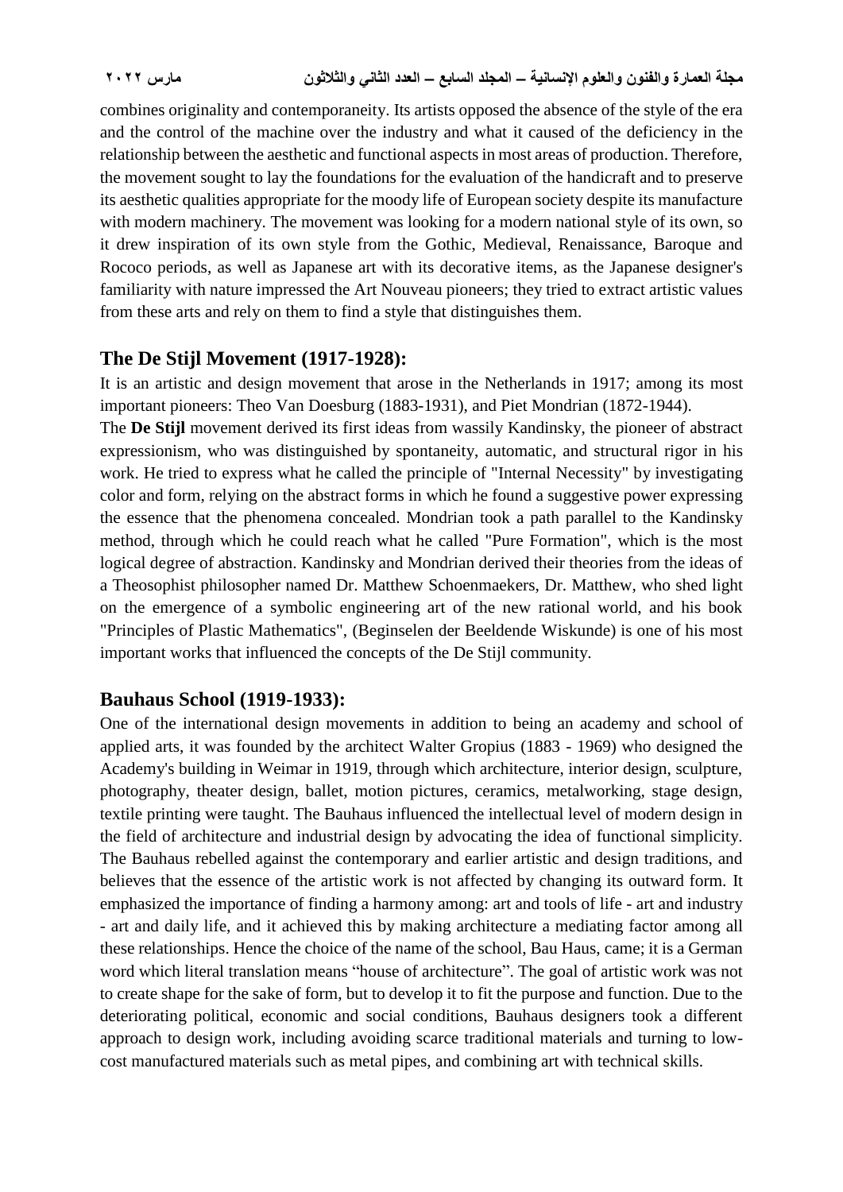combines originality and contemporaneity. Its artists opposed the absence of the style of the era and the control of the machine over the industry and what it caused of the deficiency in the relationship between the aesthetic and functional aspects in most areas of production. Therefore, the movement sought to lay the foundations for the evaluation of the handicraft and to preserve its aesthetic qualities appropriate for the moody life of European society despite its manufacture with modern machinery. The movement was looking for a modern national style of its own, so it drew inspiration of its own style from the Gothic, Medieval, Renaissance, Baroque and Rococo periods, as well as Japanese art with its decorative items, as the Japanese designer's familiarity with nature impressed the Art Nouveau pioneers; they tried to extract artistic values from these arts and rely on them to find a style that distinguishes them.

## The De Stijl Movement (1917-1928):

It is an artistic and design movement that arose in the Netherlands in 1917; among its most important pioneers: Theo Van Doesburg (1883-1931), and Piet Mondrian (1872-1944).

The **De Stijl** movement derived its first ideas from wassily Kandinsky, the pioneer of abstract expressionism, who was distinguished by spontaneity, automatic, and structural rigor in his work. He tried to express what he called the principle of "Internal Necessity" by investigating color and form, relying on the abstract forms in which he found a suggestive power expressing the essence that the phenomena concealed. Mondrian took a path parallel to the Kandinsky method, through which he could reach what he called "Pure Formation", which is the most logical degree of abstraction. Kandinsky and Mondrian derived their theories from the ideas of a Theosophist philosopher named Dr. Matthew Schoenmaekers, Dr. Matthew, who shed light on the emergence of a symbolic engineering art of the new rational world, and his book "Principles of Plastic Mathematics", (Beginselen der Beeldende Wiskunde) is one of his most important works that influenced the concepts of the De Stijl community.

## Bauhaus School (1919-1933):

One of the international design movements in addition to being an academy and school of applied arts, it was founded by the architect Walter Gropius (1883 - 1969) who designed the Academy's building in Weimar in 1919, through which architecture, interior design, sculpture, photography, theater design, ballet, motion pictures, ceramics, metalworking, stage design, textile printing were taught. The Bauhaus influenced the intellectual level of modern design in the field of architecture and industrial design by advocating the idea of functional simplicity. The Bauhaus rebelled against the contemporary and earlier artistic and design traditions, and believes that the essence of the artistic work is not affected by changing its outward form. It emphasized the importance of finding a harmony among: art and tools of life - art and industry - art and daily life, and it achieved this by making architecture a mediating factor among all these relationships. Hence the choice of the name of the school, Bau Haus, came; it is a German word which literal translation means "house of architecture". The goal of artistic work was not to create shape for the sake of form, but to develop it to fit the purpose and function. Due to the deteriorating political, economic and social conditions, Bauhaus designers took a different approach to design work, including avoiding scarce traditional materials and turning to low-cost manufactured materials such as metal pipes, and combining art with technical skills.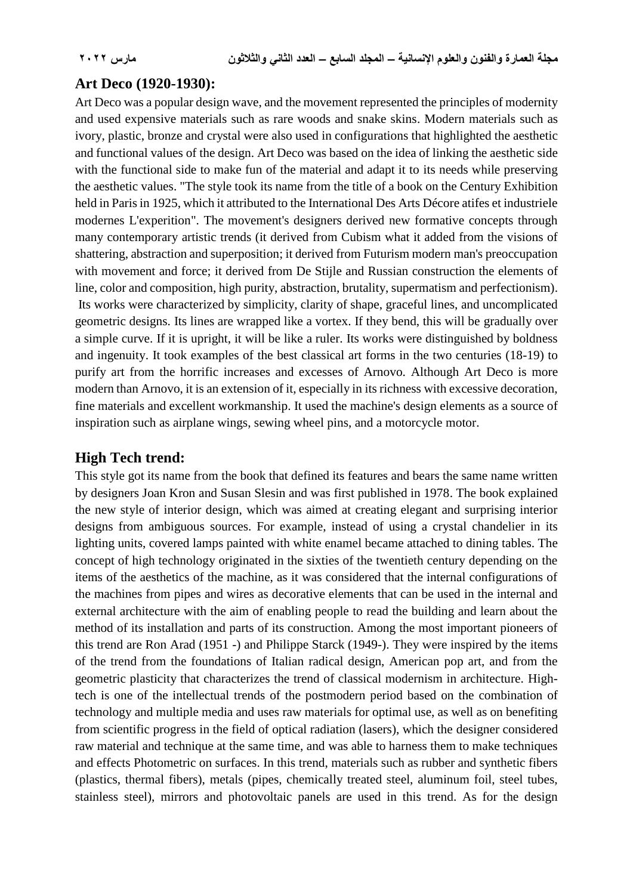## Art Deco (1920-1930):

Art Deco was a popular design wave, and the movement represented the principles of modernity and used expensive materials such as rare woods and snake skins. Modern materials such as ivory, plastic, bronze and crystal were also used in configurations that highlighted the aesthetic and functional values of the design. Art Deco was based on the idea of linking the aesthetic side with the functional side to make fun of the material and adapt it to its needs while preserving the aesthetic values. "The style took its name from the title of a book on the Century Exhibition held in Paris in 1925, which it attributed to the International Des Arts Décore atifes et industriele modernes L'experition". The movement's designers derived new formative concepts through many contemporary artistic trends (it derived from Cubism what it added from the visions of shattering, abstraction and superposition; it derived from Futurism modern man's preoccupation with movement and force; it derived from De Stijle and Russian construction the elements of line, color and composition, high purity, abstraction, brutality, supermatism and perfectionism). Its works were characterized by simplicity, clarity of shape, graceful lines, and uncomplicated geometric designs. Its lines are wrapped like a vortex. If they bend, this will be gradually over a simple curve. If it is upright, it will be like a ruler. Its works were distinguished by boldness and ingenuity. It took examples of the best classical art forms in the two centuries (18-19) to purify art from the horrific increases and excesses of Arnovo. Although Art Deco is more modern than Arnovo, it is an extension of it, especially in its richness with excessive decoration, fine materials and excellent workmanship. It used the machine's design elements as a source of inspiration such as airplane wings, sewing wheel pins, and a motorcycle motor.

## High Tech trend:

This style got its name from the book that defined its features and bears the same name written by designers Joan Kron and Susan Slesin and was first published in 1978. The book explained the new style of interior design, which was aimed at creating elegant and surprising interior designs from ambiguous sources. For example, instead of using a crystal chandelier in its lighting units, covered lamps painted with white enamel became attached to dining tables. The concept of high technology originated in the sixties of the twentieth century depending on the items of the aesthetics of the machine, as it was considered that the internal configurations of the machines from pipes and wires as decorative elements that can be used in the internal and external architecture with the aim of enabling people to read the building and learn about the method of its installation and parts of its construction. Among the most important pioneers of this trend are Ron Arad (1951 -) and Philippe Starck (1949-). They were inspired by the items of the trend from the foundations of Italian radical design, American pop art, and from the geometric plasticity that characterizes the trend of classical modernism in architecture. High-tech is one of the intellectual trends of the postmodern period based on the combination of technology and multiple media and uses raw materials for optimal use, as well as on benefiting from scientific progress in the field of optical radiation (lasers), which the designer considered raw material and technique at the same time, and was able to harness them to make techniques and effects Photometric on surfaces. In this trend, materials such as rubber and synthetic fibers (plastics, thermal fibers), metals (pipes, chemically treated steel, aluminum foil, steel tubes, stainless steel), mirrors and photovoltaic panels are used in this trend. As for the design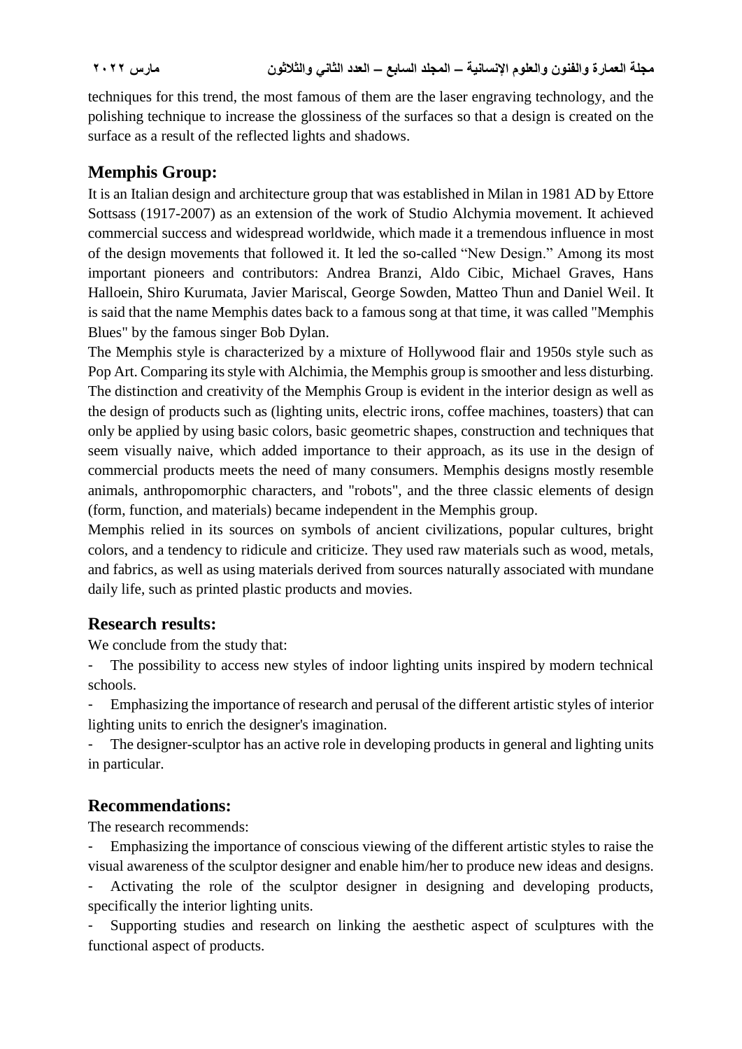techniques for this trend, the most famous of them are the laser engraving technology, and the polishing technique to increase the glossiness of the surfaces so that a design is created on the surface as a result of the reflected lights and shadows.

## Memphis Group:

It is an Italian design and architecture group that was established in Milan in 1981 AD by Ettore Sottsass (1917-2007) as an extension of the work of Studio Alchymia movement. It achieved commercial success and widespread worldwide, which made it a tremendous influence in most of the design movements that followed it. It led the so-called "New Design." Among its most important pioneers and contributors: Andrea Branzi, Aldo Cibic, Michael Graves, Hans Halloein, Shiro Kurumata, Javier Mariscal, George Sowden, Matteo Thun and Daniel Weil. It is said that the name Memphis dates back to a famous song at that time, it was called "Memphis Blues" by the famous singer Bob Dylan.

The Memphis style is characterized by a mixture of Hollywood flair and 1950s style such as Pop Art. Comparing its style with Alchimia, the Memphis group is smoother and less disturbing. The distinction and creativity of the Memphis Group is evident in the interior design as well as the design of products such as (lighting units, electric irons, coffee machines, toasters) that can only be applied by using basic colors, basic geometric shapes, construction and techniques that seem visually naive, which added importance to their approach, as its use in the design of commercial products meets the need of many consumers. Memphis designs mostly resemble animals, anthropomorphic characters, and "robots", and the three classic elements of design (form, function, and materials) became independent in the Memphis group.

Memphis relied in its sources on symbols of ancient civilizations, popular cultures, bright colors, and a tendency to ridicule and criticize. They used raw materials such as wood, metals, and fabrics, as well as using materials derived from sources naturally associated with mundane daily life, such as printed plastic products and movies.

## Research results:

We conclude from the study that:

- The possibility to access new styles of indoor lighting units inspired by modern technical schools.
- Emphasizing the importance of research and perusal of the different artistic styles of interior lighting units to enrich the designer's imagination.
- The designer-sculptor has an active role in developing products in general and lighting units in particular.

## Recommendations:

The research recommends:

- Emphasizing the importance of conscious viewing of the different artistic styles to raise the visual awareness of the sculptor designer and enable him/her to produce new ideas and designs.
- Activating the role of the sculptor designer in designing and developing products, specifically the interior lighting units.
- Supporting studies and research on linking the aesthetic aspect of sculptures with the functional aspect of products.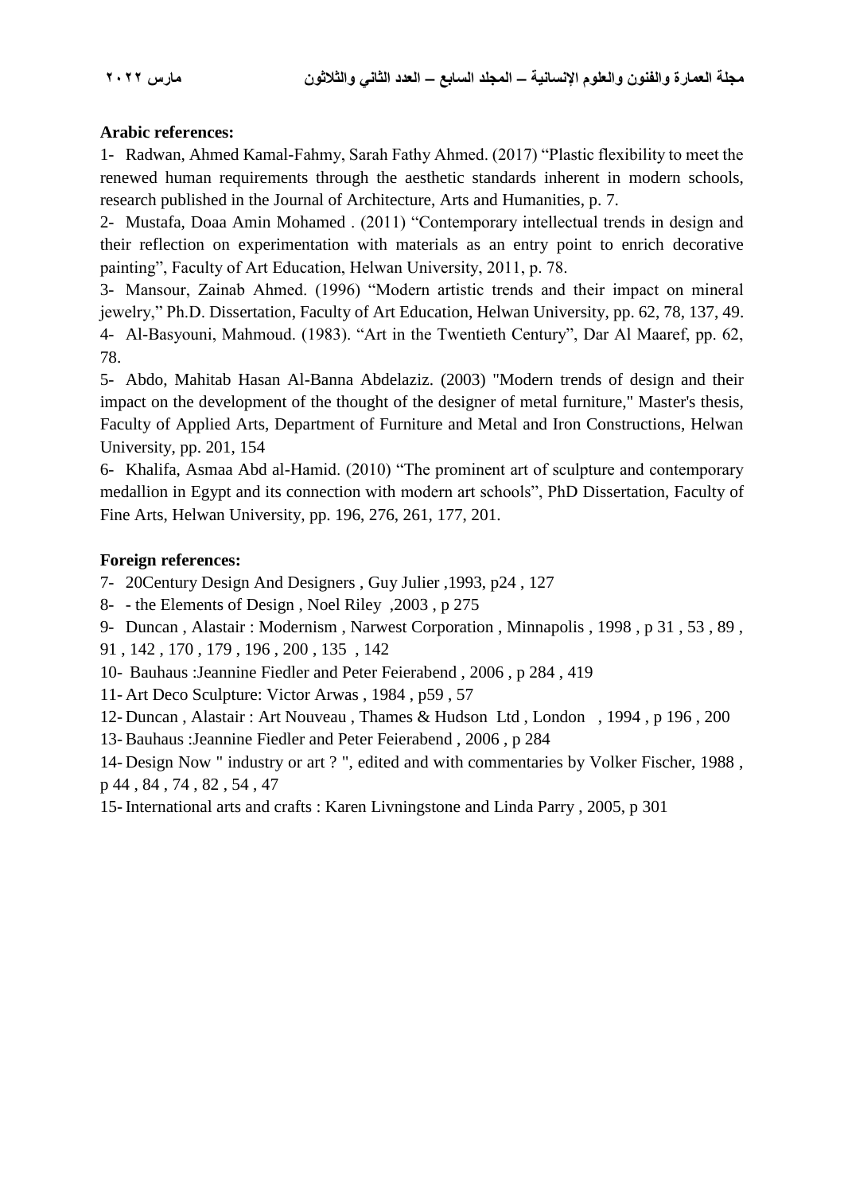**Arabic references:**

1- Radwan, Ahmed Kamal-Fahmy, Sarah Fathy Ahmed. (2017) "Plastic flexibility to meet the renewed human requirements through the aesthetic standards inherent in modern schools, research published in the Journal of Architecture, Arts and Humanities, p. 7.

2- Mustafa, Doaa Amin Mohamed . (2011) "Contemporary intellectual trends in design and their reflection on experimentation with materials as an entry point to enrich decorative painting", Faculty of Art Education, Helwan University, 2011, p. 78.

3- Mansour, Zainab Ahmed. (1996) "Modern artistic trends and their impact on mineral jewelry," Ph.D. Dissertation, Faculty of Art Education, Helwan University, pp. 62, 78, 137, 49.

4- Al-Basyouni, Mahmoud. (1983). "Art in the Twentieth Century", Dar Al Maaref, pp. 62, 78.

5- Abdo, Mahitab Hasan Al-Banna Abdelaziz. (2003) "Modern trends of design and their impact on the development of the thought of the designer of metal furniture," Master's thesis, Faculty of Applied Arts, Department of Furniture and Metal and Iron Constructions, Helwan University, pp. 201, 154

6- Khalifa, Asmaa Abd al-Hamid. (2010) "The prominent art of sculpture and contemporary medallion in Egypt and its connection with modern art schools", PhD Dissertation, Faculty of Fine Arts, Helwan University, pp. 196, 276, 261, 177, 201.

**Foreign references:**

7- 20Century Design And Designers , Guy Julier ,1993, p24 , 127

8- - the Elements of Design , Noel Riley ,2003 , p 275

9- Duncan , Alastair : Modernism , Narwest Corporation , Minnapolis , 1998 , p 31 , 53 , 89 , 91 , 142 , 170 , 179 , 196 , 200 , 135 , 142

10- Bauhaus :Jeannine Fiedler and Peter Feierabend , 2006 , p 284 , 419

11- Art Deco Sculpture: Victor Arwas , 1984 , p59 , 57

12- Duncan , Alastair : Art Nouveau , Thames & Hudson Ltd , London , 1994 , p 196 , 200

13- Bauhaus :Jeannine Fiedler and Peter Feierabend , 2006 , p 284

14- Design Now " industry or art ? ", edited and with commentaries by Volker Fischer, 1988 , p 44 , 84 , 74 , 82 , 54 , 47

15- International arts and crafts : Karen Livningstone and Linda Parry , 2005, p 301